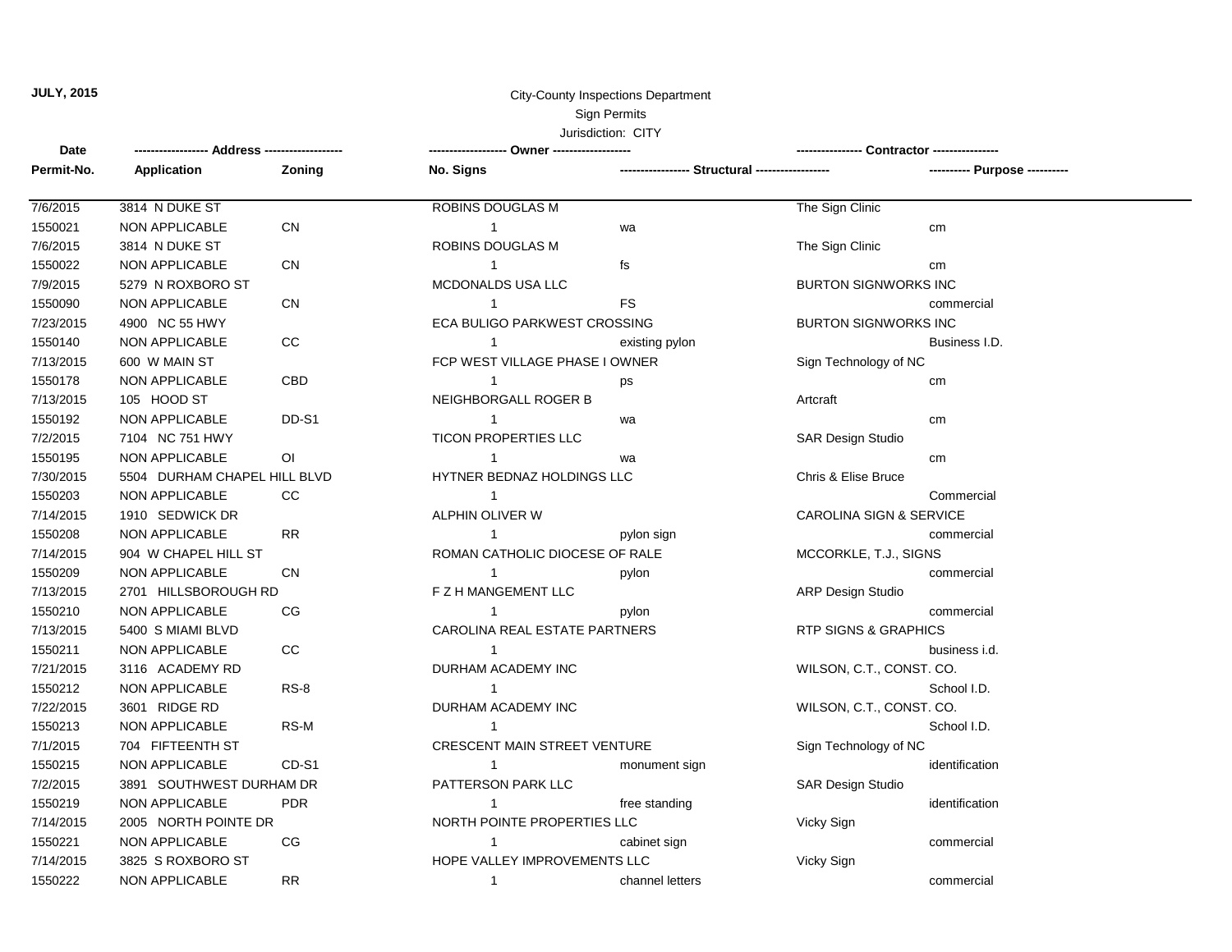**JULY, 2015**

City-County Inspections Department

Sign Permits

Jurisdiction: CITY

| Date<br>Permit-No. | ------------------ Address ------------------<br>Application | <br>Zoning | ------------------ Owner ------------------<br>No. Signs | <br>----------------- Structural ----------------- | --------------- Contractor ---------------<br> | <br>---------- Purpose ---------- |
|---|---|---|---|---|---|---|
| 7/6/2015 | 3814 N DUKE ST | | ROBINS DOUGLAS M | | The Sign Clinic | |
| 1550021 | NON APPLICABLE | CN | 1 | wa | | cm |
| 7/6/2015 | 3814 N DUKE ST | | ROBINS DOUGLAS M | | The Sign Clinic | |
| 1550022 | NON APPLICABLE | CN | 1 | fs | | cm |
| 7/9/2015 | 5279 N ROXBORO ST | | MCDONALDS USA LLC | | BURTON SIGNWORKS INC | |
| 1550090 | NON APPLICABLE | CN | 1 | FS | | commercial |
| 7/23/2015 | 4900 NC 55 HWY | | ECA BULIGO PARKWEST CROSSING | | BURTON SIGNWORKS INC | |
| 1550140 | NON APPLICABLE | CC | 1 | existing pylon | | Business I.D. |
| 7/13/2015 | 600 W MAIN ST | | FCP WEST VILLAGE PHASE I OWNER | | Sign Technology of NC | |
| 1550178 | NON APPLICABLE | CBD | 1 | ps | | cm |
| 7/13/2015 | 105 HOOD ST | | NEIGHBORGALL ROGER B | | Artcraft | |
| 1550192 | NON APPLICABLE | DD-S1 | 1 | wa | | cm |
| 7/2/2015 | 7104 NC 751 HWY | | TICON PROPERTIES LLC | | SAR Design Studio | |
| 1550195 | NON APPLICABLE | OI | 1 | wa | | cm |
| 7/30/2015 | 5504 DURHAM CHAPEL HILL BLVD | | HYTNER BEDNAZ HOLDINGS LLC | | Chris & Elise Bruce | |
| 1550203 | NON APPLICABLE | CC | 1 | | | Commercial |
| 7/14/2015 | 1910 SEDWICK DR | | ALPHIN OLIVER W | | CAROLINA SIGN & SERVICE | |
| 1550208 | NON APPLICABLE | RR | 1 | pylon sign | | commercial |
| 7/14/2015 | 904 W CHAPEL HILL ST | | ROMAN CATHOLIC DIOCESE OF RALE | | MCCORKLE, T.J., SIGNS | |
| 1550209 | NON APPLICABLE | CN | 1 | pylon | | commercial |
| 7/13/2015 | 2701 HILLSBOROUGH RD | | F Z H MANGEMENT LLC | | ARP Design Studio | |
| 1550210 | NON APPLICABLE | CG | 1 | pylon | | commercial |
| 7/13/2015 | 5400 S MIAMI BLVD | | CAROLINA REAL ESTATE PARTNERS | | RTP SIGNS & GRAPHICS | |
| 1550211 | NON APPLICABLE | CC | 1 | | | business i.d. |
| 7/21/2015 | 3116 ACADEMY RD | | DURHAM ACADEMY INC | | WILSON, C.T., CONST. CO. | |
| 1550212 | NON APPLICABLE | RS-8 | 1 | | | School I.D. |
| 7/22/2015 | 3601 RIDGE RD | | DURHAM ACADEMY INC | | WILSON, C.T., CONST. CO. | |
| 1550213 | NON APPLICABLE | RS-M | 1 | | | School I.D. |
| 7/1/2015 | 704 FIFTEENTH ST | | CRESCENT MAIN STREET VENTURE | | Sign Technology of NC | |
| 1550215 | NON APPLICABLE | CD-S1 | 1 | monument sign | | identification |
| 7/2/2015 | 3891 SOUTHWEST DURHAM DR | | PATTERSON PARK LLC | | SAR Design Studio | |
| 1550219 | NON APPLICABLE | PDR | 1 | free standing | | identification |
| 7/14/2015 | 2005 NORTH POINTE DR | | NORTH POINTE PROPERTIES LLC | | Vicky Sign | |
| 1550221 | NON APPLICABLE | CG | 1 | cabinet sign | | commercial |
| 7/14/2015 | 3825 S ROXBORO ST | | HOPE VALLEY IMPROVEMENTS LLC | | Vicky Sign | |
| 1550222 | NON APPLICABLE | RR | 1 | channel letters | | commercial |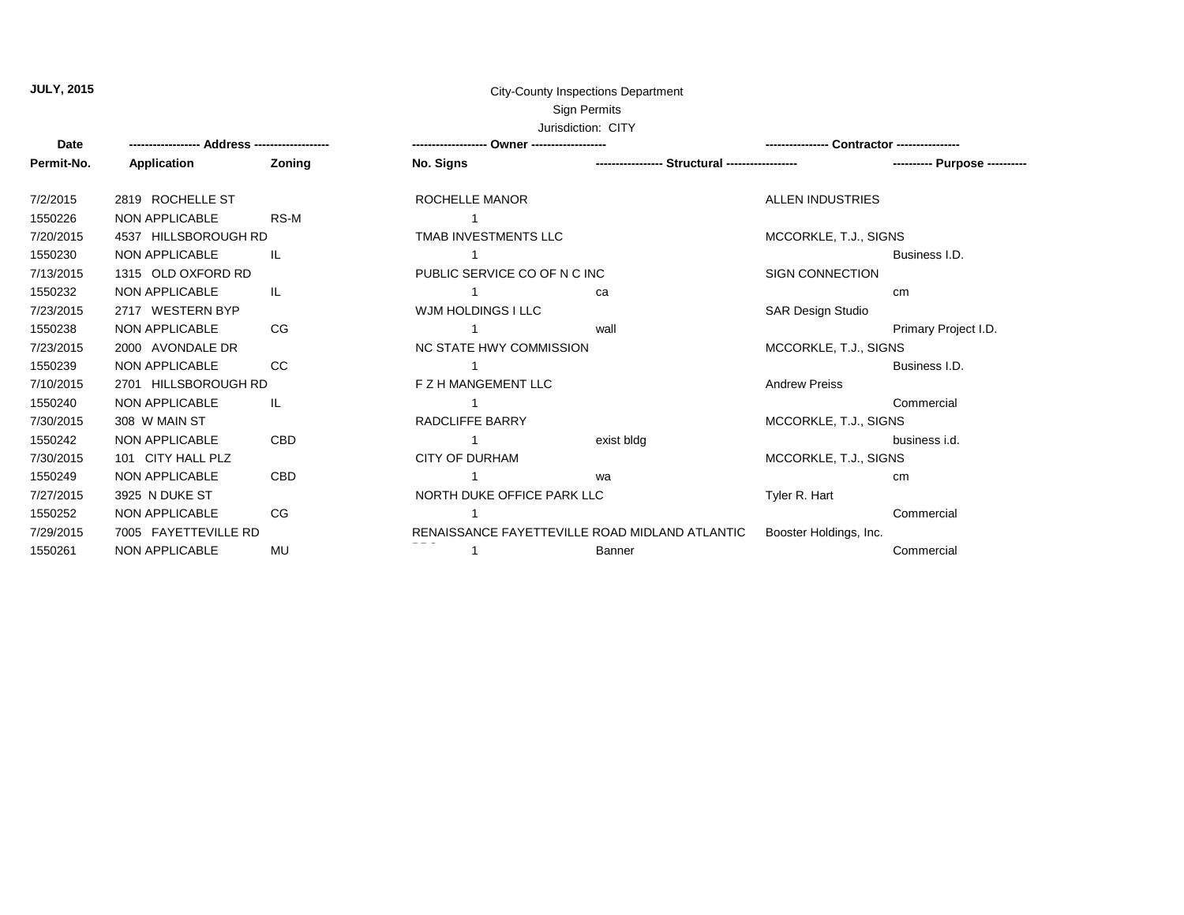**JULY, 2015**

City-County Inspections Department
Sign Permits
Jurisdiction: CITY

| Date | ------------------ Address ------------------- | | ------------------- Owner ------------------- | | ---------------- Contractor ---------------- | |
|---|---|---|---|---|---|---|
| Permit-No. | Application | Zoning | No. Signs | ----------------- Structural ------------------ | | ---------- Purpose ---------- |
| 7/2/2015 | 2819 ROCHELLE ST | | ROCHELLE MANOR | | ALLEN INDUSTRIES | |
| 1550226 | NON APPLICABLE | RS-M | 1 | | | |
| 7/20/2015 | 4537 HILLSBOROUGH RD | | TMAB INVESTMENTS LLC | | MCCORKLE, T.J., SIGNS | |
| 1550230 | NON APPLICABLE | IL | 1 | | | Business I.D. |
| 7/13/2015 | 1315 OLD OXFORD RD | | PUBLIC SERVICE CO OF N C INC | | SIGN CONNECTION | |
| 1550232 | NON APPLICABLE | IL | 1 | ca | | cm |
| 7/23/2015 | 2717 WESTERN BYP | | WJM HOLDINGS I LLC | | SAR Design Studio | |
| 1550238 | NON APPLICABLE | CG | 1 | wall | | Primary Project I.D. |
| 7/23/2015 | 2000 AVONDALE DR | | NC STATE HWY COMMISSION | | MCCORKLE, T.J., SIGNS | |
| 1550239 | NON APPLICABLE | CC | 1 | | | Business I.D. |
| 7/10/2015 | 2701 HILLSBOROUGH RD | | F Z H MANGEMENT LLC | | Andrew Preiss | |
| 1550240 | NON APPLICABLE | IL | 1 | | | Commercial |
| 7/30/2015 | 308 W MAIN ST | | RADCLIFFE BARRY | | MCCORKLE, T.J., SIGNS | |
| 1550242 | NON APPLICABLE | CBD | 1 | exist bldg | | business i.d. |
| 7/30/2015 | 101 CITY HALL PLZ | | CITY OF DURHAM | | MCCORKLE, T.J., SIGNS | |
| 1550249 | NON APPLICABLE | CBD | 1 | wa | | cm |
| 7/27/2015 | 3925 N DUKE ST | | NORTH DUKE OFFICE PARK LLC | | Tyler R. Hart | |
| 1550252 | NON APPLICABLE | CG | 1 | | | Commercial |
| 7/29/2015 | 7005 FAYETTEVILLE RD | | RENAISSANCE FAYETTEVILLE ROAD MIDLAND ATLANTIC | | Booster Holdings, Inc. | |
| 1550261 | NON APPLICABLE | MU | 1 | Banner | | Commercial |